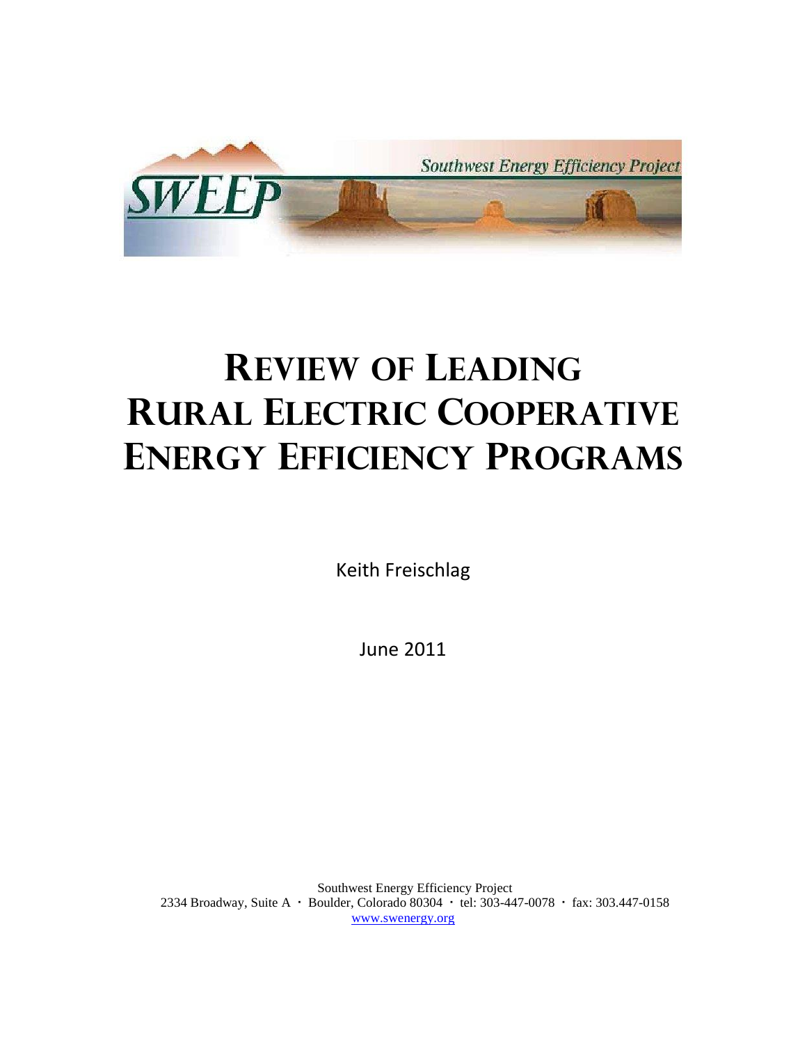Southwest Energy Efficiency Project

SWEEP

# Review of Leading Rural Electric Cooperative Energy Efficiency Programs

Keith Freischlag

June 2011

Southwest Energy Efficiency Project
2334 Broadway, Suite A · Boulder, Colorado 80304 · tel: 303-447-0078 · fax: 303.447-0158
www.swenergy.org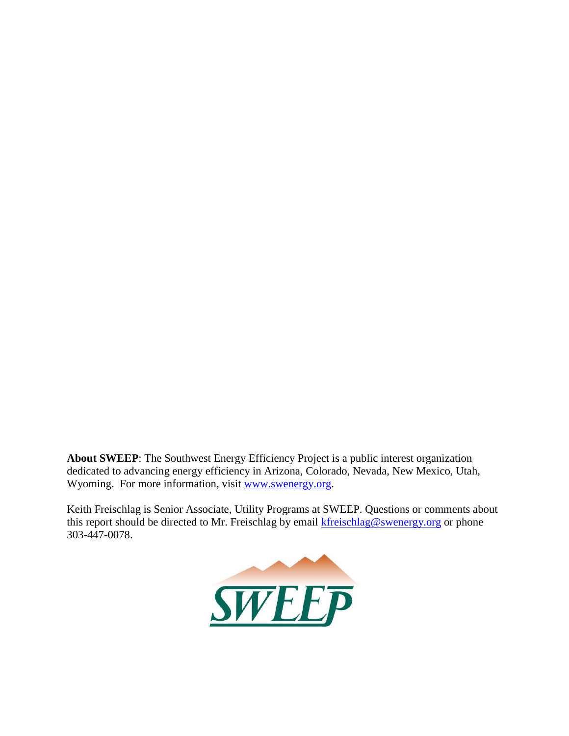**About SWEEP**: The Southwest Energy Efficiency Project is a public interest organization dedicated to advancing energy efficiency in Arizona, Colorado, Nevada, New Mexico, Utah, Wyoming. For more information, visit www.swenergy.org.

Keith Freischlag is Senior Associate, Utility Programs at SWEEP. Questions or comments about this report should be directed to Mr. Freischlag by email kfreischlag@swenergy.org or phone 303-447-0078.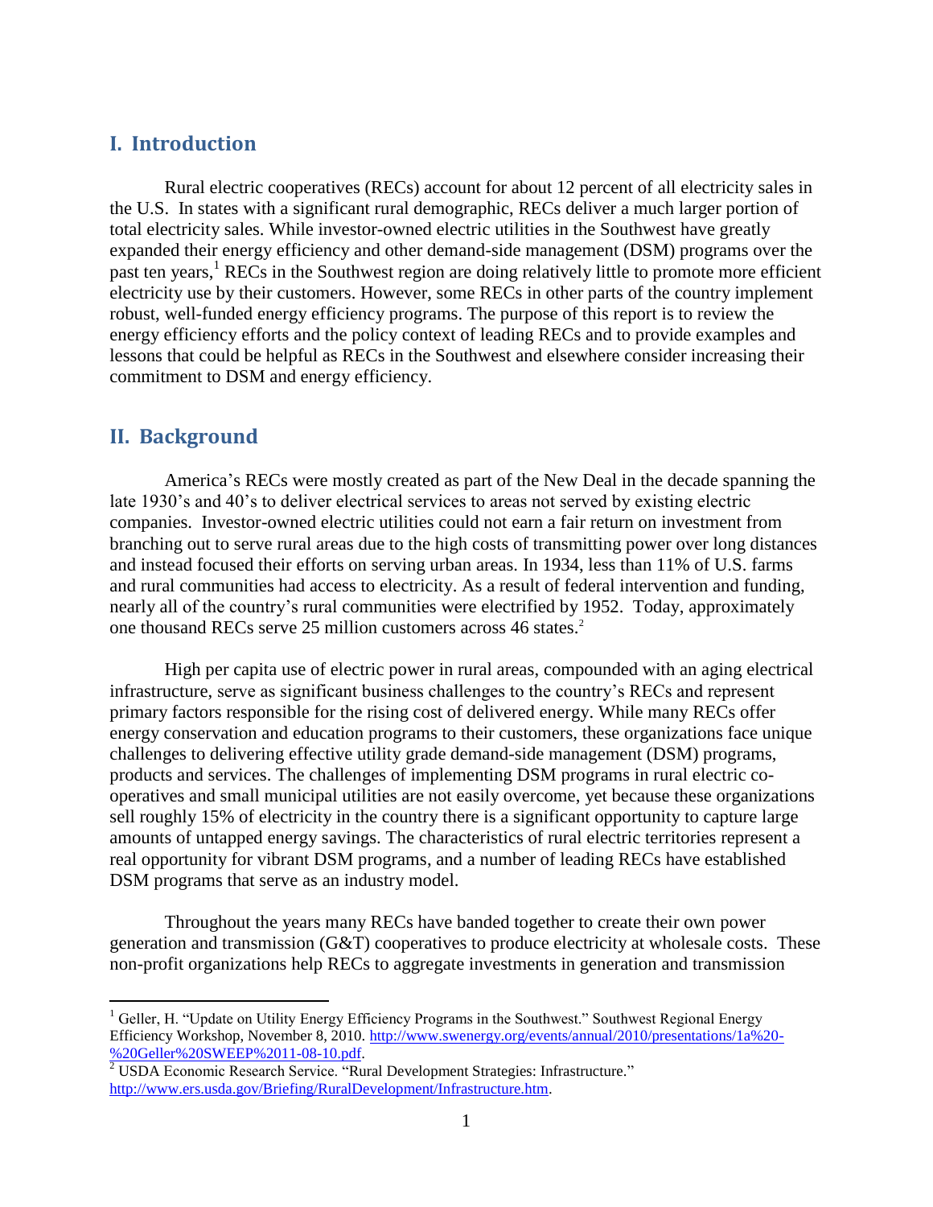## I. Introduction

Rural electric cooperatives (RECs) account for about 12 percent of all electricity sales in the U.S. In states with a significant rural demographic, RECs deliver a much larger portion of total electricity sales. While investor-owned electric utilities in the Southwest have greatly expanded their energy efficiency and other demand-side management (DSM) programs over the past ten years,[1] RECs in the Southwest region are doing relatively little to promote more efficient electricity use by their customers. However, some RECs in other parts of the country implement robust, well-funded energy efficiency programs. The purpose of this report is to review the energy efficiency efforts and the policy context of leading RECs and to provide examples and lessons that could be helpful as RECs in the Southwest and elsewhere consider increasing their commitment to DSM and energy efficiency.

## II. Background

America's RECs were mostly created as part of the New Deal in the decade spanning the late 1930's and 40's to deliver electrical services to areas not served by existing electric companies. Investor-owned electric utilities could not earn a fair return on investment from branching out to serve rural areas due to the high costs of transmitting power over long distances and instead focused their efforts on serving urban areas. In 1934, less than 11% of U.S. farms and rural communities had access to electricity. As a result of federal intervention and funding, nearly all of the country's rural communities were electrified by 1952. Today, approximately one thousand RECs serve 25 million customers across 46 states.[2]

High per capita use of electric power in rural areas, compounded with an aging electrical infrastructure, serve as significant business challenges to the country's RECs and represent primary factors responsible for the rising cost of delivered energy. While many RECs offer energy conservation and education programs to their customers, these organizations face unique challenges to delivering effective utility grade demand-side management (DSM) programs, products and services. The challenges of implementing DSM programs in rural electric co-operatives and small municipal utilities are not easily overcome, yet because these organizations sell roughly 15% of electricity in the country there is a significant opportunity to capture large amounts of untapped energy savings. The characteristics of rural electric territories represent a real opportunity for vibrant DSM programs, and a number of leading RECs have established DSM programs that serve as an industry model.

Throughout the years many RECs have banded together to create their own power generation and transmission (G&T) cooperatives to produce electricity at wholesale costs. These non-profit organizations help RECs to aggregate investments in generation and transmission

---

[1] Geller, H. "Update on Utility Energy Efficiency Programs in the Southwest." Southwest Regional Energy Efficiency Workshop, November 8, 2010. http://www.swenergy.org/events/annual/2010/presentations/1a%20-%20Geller%20SWEEP%2011-08-10.pdf.

[2] USDA Economic Research Service. "Rural Development Strategies: Infrastructure." http://www.ers.usda.gov/Briefing/RuralDevelopment/Infrastructure.htm.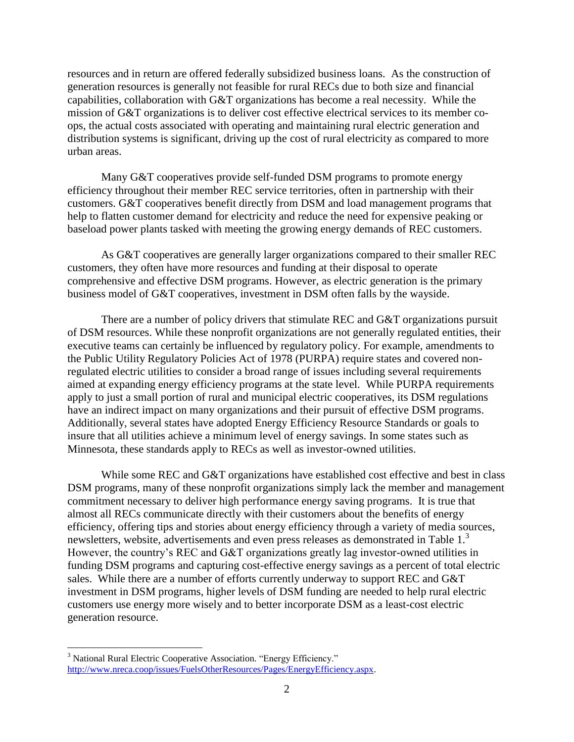resources and in return are offered federally subsidized business loans. As the construction of generation resources is generally not feasible for rural RECs due to both size and financial capabilities, collaboration with G&T organizations has become a real necessity. While the mission of G&T organizations is to deliver cost effective electrical services to its member co-ops, the actual costs associated with operating and maintaining rural electric generation and distribution systems is significant, driving up the cost of rural electricity as compared to more urban areas.

Many G&T cooperatives provide self-funded DSM programs to promote energy efficiency throughout their member REC service territories, often in partnership with their customers. G&T cooperatives benefit directly from DSM and load management programs that help to flatten customer demand for electricity and reduce the need for expensive peaking or baseload power plants tasked with meeting the growing energy demands of REC customers.

As G&T cooperatives are generally larger organizations compared to their smaller REC customers, they often have more resources and funding at their disposal to operate comprehensive and effective DSM programs. However, as electric generation is the primary business model of G&T cooperatives, investment in DSM often falls by the wayside.

There are a number of policy drivers that stimulate REC and G&T organizations pursuit of DSM resources. While these nonprofit organizations are not generally regulated entities, their executive teams can certainly be influenced by regulatory policy. For example, amendments to the Public Utility Regulatory Policies Act of 1978 (PURPA) require states and covered non-regulated electric utilities to consider a broad range of issues including several requirements aimed at expanding energy efficiency programs at the state level. While PURPA requirements apply to just a small portion of rural and municipal electric cooperatives, its DSM regulations have an indirect impact on many organizations and their pursuit of effective DSM programs. Additionally, several states have adopted Energy Efficiency Resource Standards or goals to insure that all utilities achieve a minimum level of energy savings. In some states such as Minnesota, these standards apply to RECs as well as investor-owned utilities.

While some REC and G&T organizations have established cost effective and best in class DSM programs, many of these nonprofit organizations simply lack the member and management commitment necessary to deliver high performance energy saving programs. It is true that almost all RECs communicate directly with their customers about the benefits of energy efficiency, offering tips and stories about energy efficiency through a variety of media sources, newsletters, website, advertisements and even press releases as demonstrated in Table 1.[3] However, the country's REC and G&T organizations greatly lag investor-owned utilities in funding DSM programs and capturing cost-effective energy savings as a percent of total electric sales. While there are a number of efforts currently underway to support REC and G&T investment in DSM programs, higher levels of DSM funding are needed to help rural electric customers use energy more wisely and to better incorporate DSM as a least-cost electric generation resource.

---

[3] National Rural Electric Cooperative Association. "Energy Efficiency." http://www.nreca.coop/issues/FuelsOtherResources/Pages/EnergyEfficiency.aspx.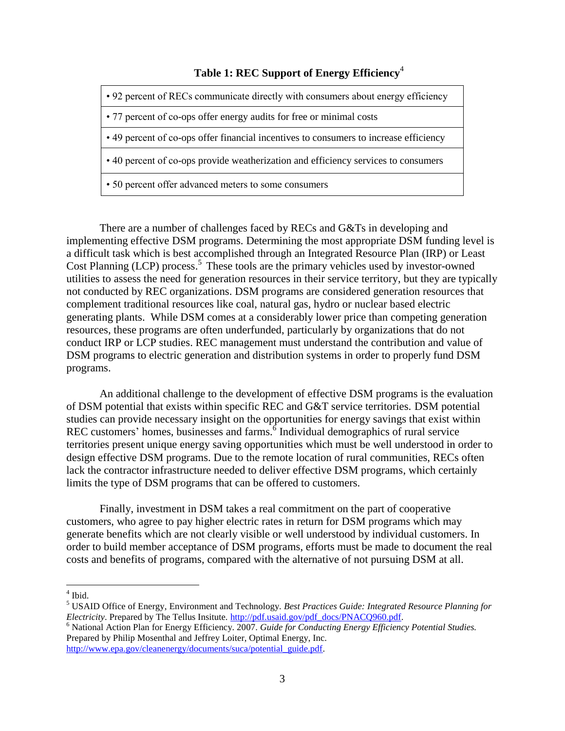**Table 1: REC Support of Energy Efficiency**[4]

| • 92 percent of RECs communicate directly with consumers about energy efficiency |
|---|
| • 77 percent of co-ops offer energy audits for free or minimal costs |
| • 49 percent of co-ops offer financial incentives to consumers to increase efficiency |
| • 40 percent of co-ops provide weatherization and efficiency services to consumers |
| • 50 percent offer advanced meters to some consumers |

There are a number of challenges faced by RECs and G&Ts in developing and implementing effective DSM programs. Determining the most appropriate DSM funding level is a difficult task which is best accomplished through an Integrated Resource Plan (IRP) or Least Cost Planning (LCP) process.[5] These tools are the primary vehicles used by investor-owned utilities to assess the need for generation resources in their service territory, but they are typically not conducted by REC organizations. DSM programs are considered generation resources that complement traditional resources like coal, natural gas, hydro or nuclear based electric generating plants. While DSM comes at a considerably lower price than competing generation resources, these programs are often underfunded, particularly by organizations that do not conduct IRP or LCP studies. REC management must understand the contribution and value of DSM programs to electric generation and distribution systems in order to properly fund DSM programs.

An additional challenge to the development of effective DSM programs is the evaluation of DSM potential that exists within specific REC and G&T service territories. DSM potential studies can provide necessary insight on the opportunities for energy savings that exist within REC customers' homes, businesses and farms.[6] Individual demographics of rural service territories present unique energy saving opportunities which must be well understood in order to design effective DSM programs. Due to the remote location of rural communities, RECs often lack the contractor infrastructure needed to deliver effective DSM programs, which certainly limits the type of DSM programs that can be offered to customers.

Finally, investment in DSM takes a real commitment on the part of cooperative customers, who agree to pay higher electric rates in return for DSM programs which may generate benefits which are not clearly visible or well understood by individual customers. In order to build member acceptance of DSM programs, efforts must be made to document the real costs and benefits of programs, compared with the alternative of not pursuing DSM at all.

---

[4] Ibid.

[5] USAID Office of Energy, Environment and Technology. *Best Practices Guide: Integrated Resource Planning for Electricity*. Prepared by The Tellus Insitute. http://pdf.usaid.gov/pdf_docs/PNACQ960.pdf.

[6] National Action Plan for Energy Efficiency. 2007. *Guide for Conducting Energy Efficiency Potential Studies.* Prepared by Philip Mosenthal and Jeffrey Loiter, Optimal Energy, Inc. http://www.epa.gov/cleanenergy/documents/suca/potential_guide.pdf.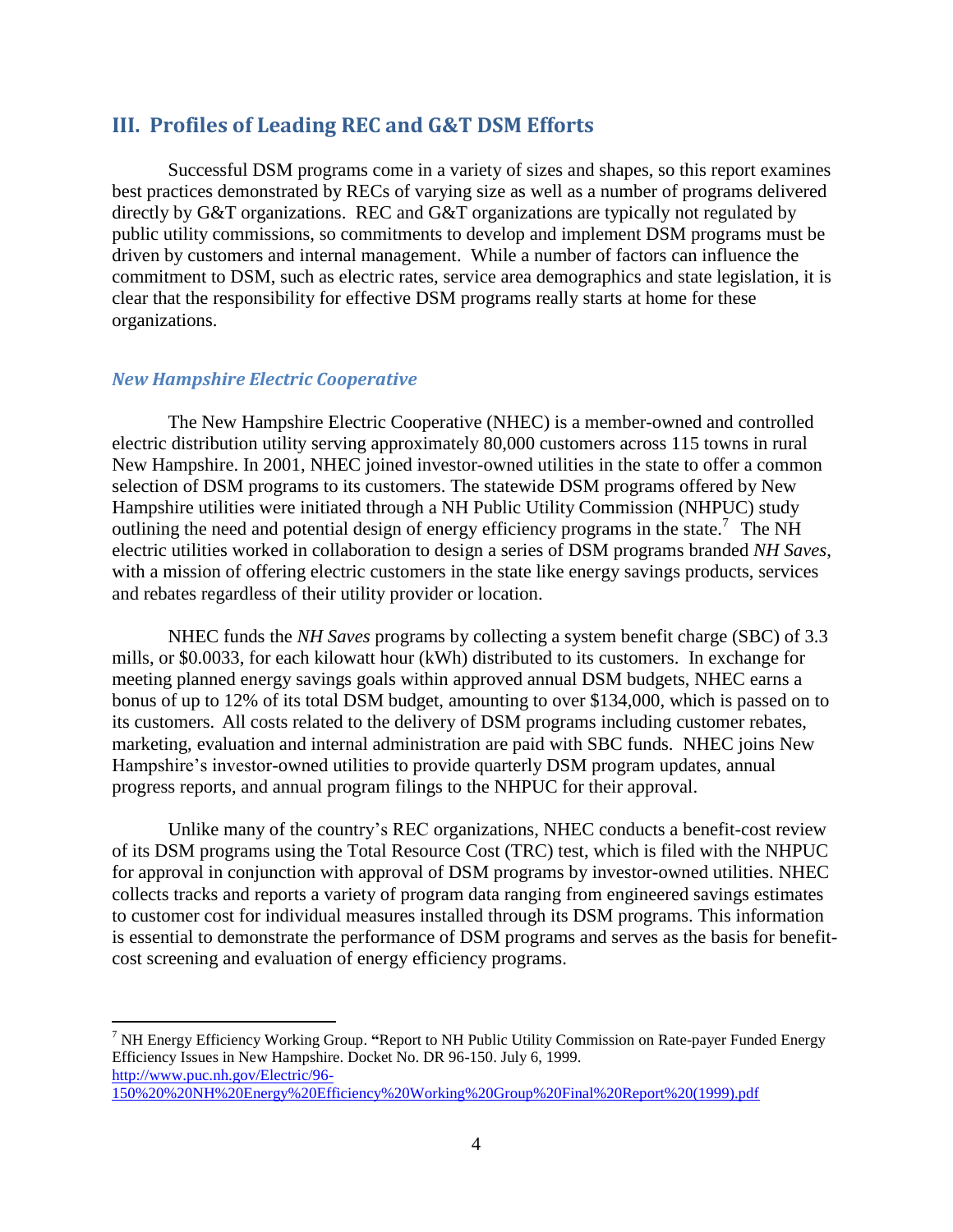## III. Profiles of Leading REC and G&T DSM Efforts

Successful DSM programs come in a variety of sizes and shapes, so this report examines best practices demonstrated by RECs of varying size as well as a number of programs delivered directly by G&T organizations. REC and G&T organizations are typically not regulated by public utility commissions, so commitments to develop and implement DSM programs must be driven by customers and internal management. While a number of factors can influence the commitment to DSM, such as electric rates, service area demographics and state legislation, it is clear that the responsibility for effective DSM programs really starts at home for these organizations.

### *New Hampshire Electric Cooperative*

The New Hampshire Electric Cooperative (NHEC) is a member-owned and controlled electric distribution utility serving approximately 80,000 customers across 115 towns in rural New Hampshire. In 2001, NHEC joined investor-owned utilities in the state to offer a common selection of DSM programs to its customers. The statewide DSM programs offered by New Hampshire utilities were initiated through a NH Public Utility Commission (NHPUC) study outlining the need and potential design of energy efficiency programs in the state.[7] The NH electric utilities worked in collaboration to design a series of DSM programs branded *NH Saves*, with a mission of offering electric customers in the state like energy savings products, services and rebates regardless of their utility provider or location.

NHEC funds the *NH Saves* programs by collecting a system benefit charge (SBC) of 3.3 mills, or $0.0033, for each kilowatt hour (kWh) distributed to its customers. In exchange for meeting planned energy savings goals within approved annual DSM budgets, NHEC earns a bonus of up to 12% of its total DSM budget, amounting to over $134,000, which is passed on to its customers. All costs related to the delivery of DSM programs including customer rebates, marketing, evaluation and internal administration are paid with SBC funds. NHEC joins New Hampshire's investor-owned utilities to provide quarterly DSM program updates, annual progress reports, and annual program filings to the NHPUC for their approval.

Unlike many of the country's REC organizations, NHEC conducts a benefit-cost review of its DSM programs using the Total Resource Cost (TRC) test, which is filed with the NHPUC for approval in conjunction with approval of DSM programs by investor-owned utilities. NHEC collects tracks and reports a variety of program data ranging from engineered savings estimates to customer cost for individual measures installed through its DSM programs. This information is essential to demonstrate the performance of DSM programs and serves as the basis for benefit-cost screening and evaluation of energy efficiency programs.

---

[7] NH Energy Efficiency Working Group. **"**Report to NH Public Utility Commission on Rate-payer Funded Energy Efficiency Issues in New Hampshire. Docket No. DR 96-150. July 6, 1999. http://www.puc.nh.gov/Electric/96-150%20%20NH%20Energy%20Efficiency%20Working%20Group%20Final%20Report%20(1999).pdf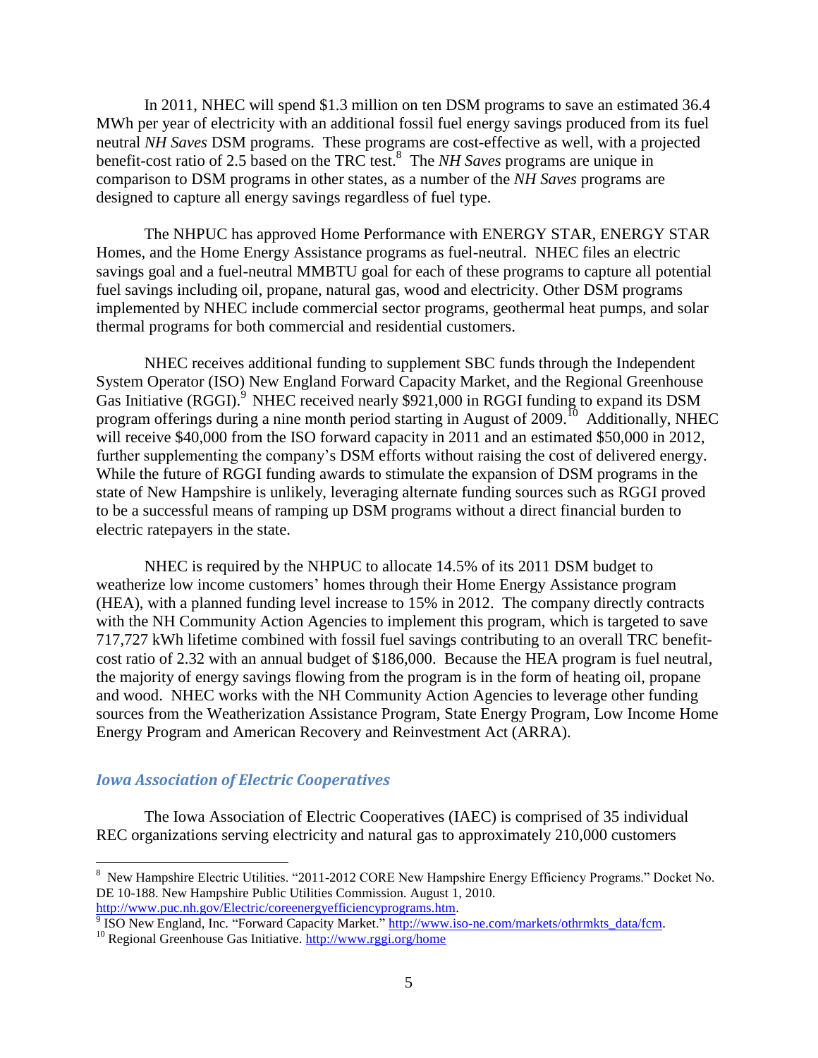In 2011, NHEC will spend $1.3 million on ten DSM programs to save an estimated 36.4 MWh per year of electricity with an additional fossil fuel energy savings produced from its fuel neutral *NH Saves* DSM programs. These programs are cost-effective as well, with a projected benefit-cost ratio of 2.5 based on the TRC test.[8] The *NH Saves* programs are unique in comparison to DSM programs in other states, as a number of the *NH Saves* programs are designed to capture all energy savings regardless of fuel type.

The NHPUC has approved Home Performance with ENERGY STAR, ENERGY STAR Homes, and the Home Energy Assistance programs as fuel-neutral. NHEC files an electric savings goal and a fuel-neutral MMBTU goal for each of these programs to capture all potential fuel savings including oil, propane, natural gas, wood and electricity. Other DSM programs implemented by NHEC include commercial sector programs, geothermal heat pumps, and solar thermal programs for both commercial and residential customers.

NHEC receives additional funding to supplement SBC funds through the Independent System Operator (ISO) New England Forward Capacity Market, and the Regional Greenhouse Gas Initiative (RGGI).[9] NHEC received nearly $921,000 in RGGI funding to expand its DSM program offerings during a nine month period starting in August of 2009.[10] Additionally, NHEC will receive $40,000 from the ISO forward capacity in 2011 and an estimated $50,000 in 2012, further supplementing the company's DSM efforts without raising the cost of delivered energy. While the future of RGGI funding awards to stimulate the expansion of DSM programs in the state of New Hampshire is unlikely, leveraging alternate funding sources such as RGGI proved to be a successful means of ramping up DSM programs without a direct financial burden to electric ratepayers in the state.

NHEC is required by the NHPUC to allocate 14.5% of its 2011 DSM budget to weatherize low income customers' homes through their Home Energy Assistance program (HEA), with a planned funding level increase to 15% in 2012. The company directly contracts with the NH Community Action Agencies to implement this program, which is targeted to save 717,727 kWh lifetime combined with fossil fuel savings contributing to an overall TRC benefit-cost ratio of 2.32 with an annual budget of $186,000. Because the HEA program is fuel neutral, the majority of energy savings flowing from the program is in the form of heating oil, propane and wood. NHEC works with the NH Community Action Agencies to leverage other funding sources from the Weatherization Assistance Program, State Energy Program, Low Income Home Energy Program and American Recovery and Reinvestment Act (ARRA).

### *Iowa Association of Electric Cooperatives*

The Iowa Association of Electric Cooperatives (IAEC) is comprised of 35 individual REC organizations serving electricity and natural gas to approximately 210,000 customers

---

[8] New Hampshire Electric Utilities. "2011-2012 CORE New Hampshire Energy Efficiency Programs." Docket No. DE 10-188. New Hampshire Public Utilities Commission. August 1, 2010. http://www.puc.nh.gov/Electric/coreenergyefficiencyprograms.htm.

[9] ISO New England, Inc. "Forward Capacity Market." http://www.iso-ne.com/markets/othrmkts_data/fcm.

[10] Regional Greenhouse Gas Initiative. http://www.rggi.org/home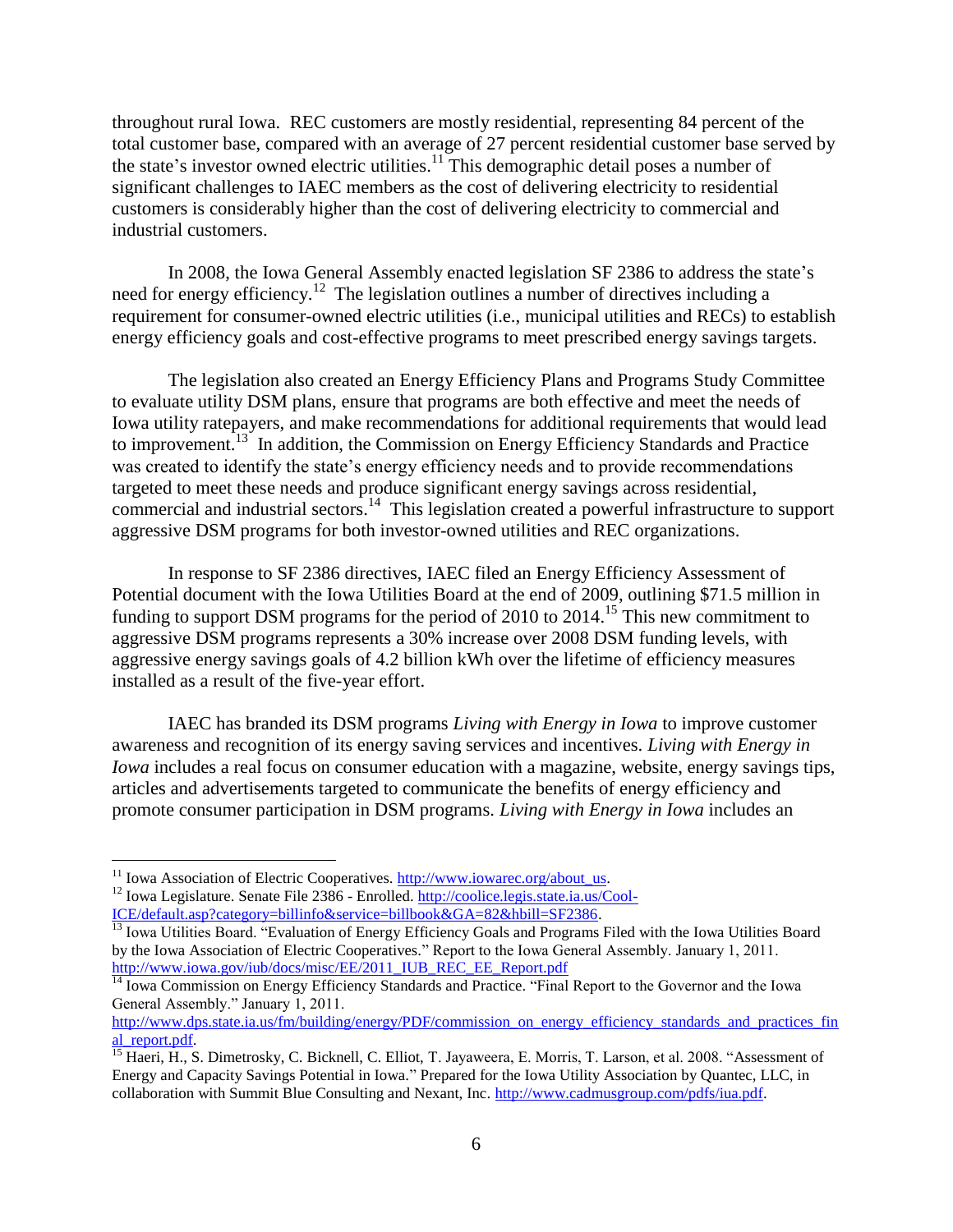throughout rural Iowa. REC customers are mostly residential, representing 84 percent of the total customer base, compared with an average of 27 percent residential customer base served by the state's investor owned electric utilities.[11] This demographic detail poses a number of significant challenges to IAEC members as the cost of delivering electricity to residential customers is considerably higher than the cost of delivering electricity to commercial and industrial customers.

In 2008, the Iowa General Assembly enacted legislation SF 2386 to address the state's need for energy efficiency.[12] The legislation outlines a number of directives including a requirement for consumer-owned electric utilities (i.e., municipal utilities and RECs) to establish energy efficiency goals and cost-effective programs to meet prescribed energy savings targets.

The legislation also created an Energy Efficiency Plans and Programs Study Committee to evaluate utility DSM plans, ensure that programs are both effective and meet the needs of Iowa utility ratepayers, and make recommendations for additional requirements that would lead to improvement.[13] In addition, the Commission on Energy Efficiency Standards and Practice was created to identify the state's energy efficiency needs and to provide recommendations targeted to meet these needs and produce significant energy savings across residential, commercial and industrial sectors.[14] This legislation created a powerful infrastructure to support aggressive DSM programs for both investor-owned utilities and REC organizations.

In response to SF 2386 directives, IAEC filed an Energy Efficiency Assessment of Potential document with the Iowa Utilities Board at the end of 2009, outlining $71.5 million in funding to support DSM programs for the period of 2010 to 2014.[15] This new commitment to aggressive DSM programs represents a 30% increase over 2008 DSM funding levels, with aggressive energy savings goals of 4.2 billion kWh over the lifetime of efficiency measures installed as a result of the five-year effort.

IAEC has branded its DSM programs *Living with Energy in Iowa* to improve customer awareness and recognition of its energy saving services and incentives. *Living with Energy in Iowa* includes a real focus on consumer education with a magazine, website, energy savings tips, articles and advertisements targeted to communicate the benefits of energy efficiency and promote consumer participation in DSM programs. *Living with Energy in Iowa* includes an

---

[11] Iowa Association of Electric Cooperatives. http://www.iowarec.org/about_us.

[12] Iowa Legislature. Senate File 2386 - Enrolled. http://coolice.legis.state.ia.us/Cool-ICE/default.asp?category=billinfo&service=billbook&GA=82&hbill=SF2386.

[13] Iowa Utilities Board. "Evaluation of Energy Efficiency Goals and Programs Filed with the Iowa Utilities Board by the Iowa Association of Electric Cooperatives." Report to the Iowa General Assembly. January 1, 2011. http://www.iowa.gov/iub/docs/misc/EE/2011_IUB_REC_EE_Report.pdf

[14] Iowa Commission on Energy Efficiency Standards and Practice. "Final Report to the Governor and the Iowa General Assembly." January 1, 2011. http://www.dps.state.ia.us/fm/building/energy/PDF/commission_on_energy_efficiency_standards_and_practices_final_report.pdf.

[15] Haeri, H., S. Dimetrosky, C. Bicknell, C. Elliot, T. Jayaweera, E. Morris, T. Larson, et al. 2008. "Assessment of Energy and Capacity Savings Potential in Iowa." Prepared for the Iowa Utility Association by Quantec, LLC, in collaboration with Summit Blue Consulting and Nexant, Inc. http://www.cadmusgroup.com/pdfs/iua.pdf.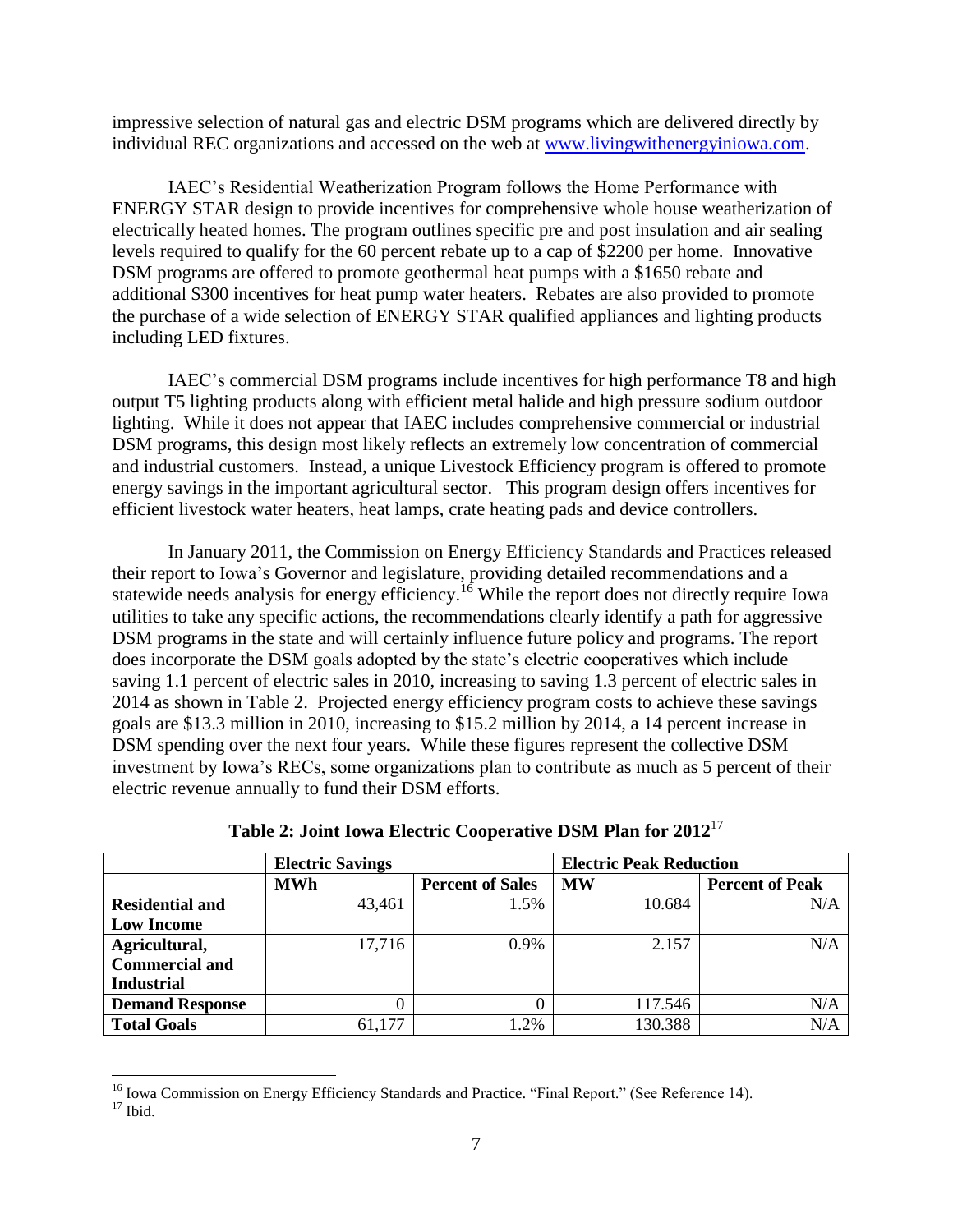impressive selection of natural gas and electric DSM programs which are delivered directly by individual REC organizations and accessed on the web at www.livingwithenergyiniowa.com.

IAEC's Residential Weatherization Program follows the Home Performance with ENERGY STAR design to provide incentives for comprehensive whole house weatherization of electrically heated homes. The program outlines specific pre and post insulation and air sealing levels required to qualify for the 60 percent rebate up to a cap of $2200 per home. Innovative DSM programs are offered to promote geothermal heat pumps with a $1650 rebate and additional $300 incentives for heat pump water heaters. Rebates are also provided to promote the purchase of a wide selection of ENERGY STAR qualified appliances and lighting products including LED fixtures.

IAEC's commercial DSM programs include incentives for high performance T8 and high output T5 lighting products along with efficient metal halide and high pressure sodium outdoor lighting. While it does not appear that IAEC includes comprehensive commercial or industrial DSM programs, this design most likely reflects an extremely low concentration of commercial and industrial customers. Instead, a unique Livestock Efficiency program is offered to promote energy savings in the important agricultural sector. This program design offers incentives for efficient livestock water heaters, heat lamps, crate heating pads and device controllers.

In January 2011, the Commission on Energy Efficiency Standards and Practices released their report to Iowa's Governor and legislature, providing detailed recommendations and a statewide needs analysis for energy efficiency.[16] While the report does not directly require Iowa utilities to take any specific actions, the recommendations clearly identify a path for aggressive DSM programs in the state and will certainly influence future policy and programs. The report does incorporate the DSM goals adopted by the state's electric cooperatives which include saving 1.1 percent of electric sales in 2010, increasing to saving 1.3 percent of electric sales in 2014 as shown in Table 2. Projected energy efficiency program costs to achieve these savings goals are $13.3 million in 2010, increasing to $15.2 million by 2014, a 14 percent increase in DSM spending over the next four years. While these figures represent the collective DSM investment by Iowa's RECs, some organizations plan to contribute as much as 5 percent of their electric revenue annually to fund their DSM efforts.

**Table 2: Joint Iowa Electric Cooperative DSM Plan for 2012**[17]

| | **Electric Savings** | | **Electric Peak Reduction** | |
|---|---|---|---|---|
| | **MWh** | **Percent of Sales** | **MW** | **Percent of Peak** |
| **Residential and Low Income** | 43,461 | 1.5% | 10.684 | N/A |
| **Agricultural, Commercial and Industrial** | 17,716 | 0.9% | 2.157 | N/A |
| **Demand Response** | 0 | 0 | 117.546 | N/A |
| **Total Goals** | 61,177 | 1.2% | 130.388 | N/A |

[16] Iowa Commission on Energy Efficiency Standards and Practice. "Final Report." (See Reference 14).

[17] Ibid.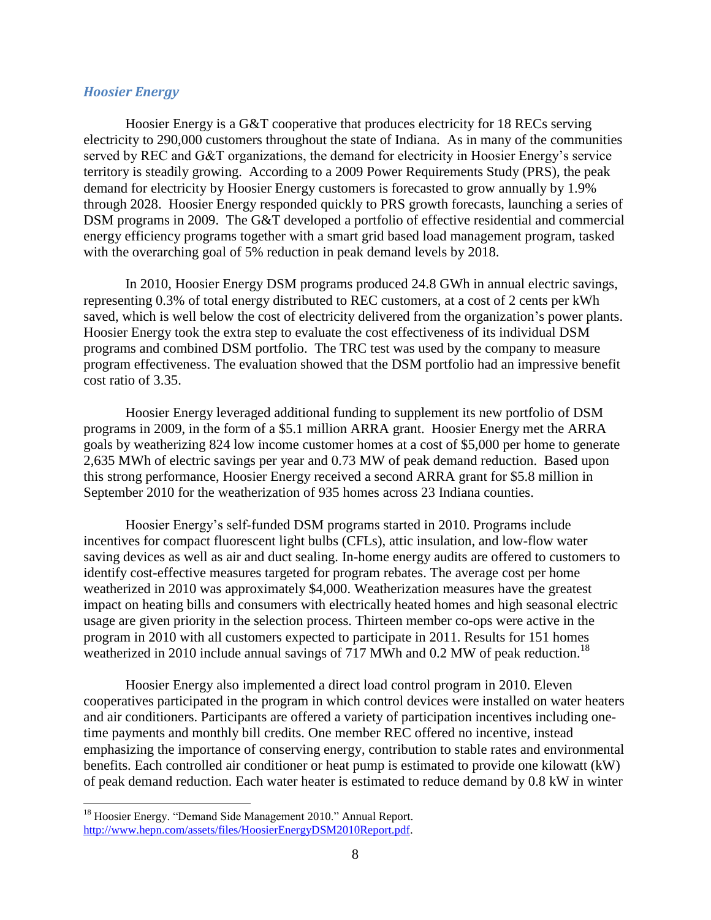### *Hoosier Energy*

Hoosier Energy is a G&T cooperative that produces electricity for 18 RECs serving electricity to 290,000 customers throughout the state of Indiana. As in many of the communities served by REC and G&T organizations, the demand for electricity in Hoosier Energy's service territory is steadily growing. According to a 2009 Power Requirements Study (PRS), the peak demand for electricity by Hoosier Energy customers is forecasted to grow annually by 1.9% through 2028. Hoosier Energy responded quickly to PRS growth forecasts, launching a series of DSM programs in 2009. The G&T developed a portfolio of effective residential and commercial energy efficiency programs together with a smart grid based load management program, tasked with the overarching goal of 5% reduction in peak demand levels by 2018.

In 2010, Hoosier Energy DSM programs produced 24.8 GWh in annual electric savings, representing 0.3% of total energy distributed to REC customers, at a cost of 2 cents per kWh saved, which is well below the cost of electricity delivered from the organization's power plants. Hoosier Energy took the extra step to evaluate the cost effectiveness of its individual DSM programs and combined DSM portfolio. The TRC test was used by the company to measure program effectiveness. The evaluation showed that the DSM portfolio had an impressive benefit cost ratio of 3.35.

Hoosier Energy leveraged additional funding to supplement its new portfolio of DSM programs in 2009, in the form of a $5.1 million ARRA grant. Hoosier Energy met the ARRA goals by weatherizing 824 low income customer homes at a cost of $5,000 per home to generate 2,635 MWh of electric savings per year and 0.73 MW of peak demand reduction. Based upon this strong performance, Hoosier Energy received a second ARRA grant for $5.8 million in September 2010 for the weatherization of 935 homes across 23 Indiana counties.

Hoosier Energy's self-funded DSM programs started in 2010. Programs include incentives for compact fluorescent light bulbs (CFLs), attic insulation, and low-flow water saving devices as well as air and duct sealing. In-home energy audits are offered to customers to identify cost-effective measures targeted for program rebates. The average cost per home weatherized in 2010 was approximately $4,000. Weatherization measures have the greatest impact on heating bills and consumers with electrically heated homes and high seasonal electric usage are given priority in the selection process. Thirteen member co-ops were active in the program in 2010 with all customers expected to participate in 2011. Results for 151 homes weatherized in 2010 include annual savings of 717 MWh and 0.2 MW of peak reduction.[18]

Hoosier Energy also implemented a direct load control program in 2010. Eleven cooperatives participated in the program in which control devices were installed on water heaters and air conditioners. Participants are offered a variety of participation incentives including one-time payments and monthly bill credits. One member REC offered no incentive, instead emphasizing the importance of conserving energy, contribution to stable rates and environmental benefits. Each controlled air conditioner or heat pump is estimated to provide one kilowatt (kW) of peak demand reduction. Each water heater is estimated to reduce demand by 0.8 kW in winter

---

[18] Hoosier Energy. "Demand Side Management 2010." Annual Report. http://www.hepn.com/assets/files/HoosierEnergyDSM2010Report.pdf.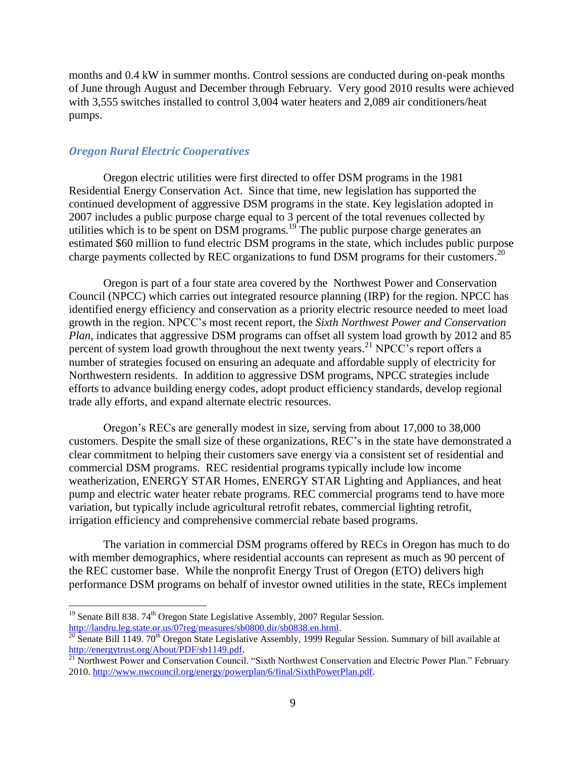months and 0.4 kW in summer months. Control sessions are conducted during on-peak months of June through August and December through February. Very good 2010 results were achieved with 3,555 switches installed to control 3,004 water heaters and 2,089 air conditioners/heat pumps.

### *Oregon Rural Electric Cooperatives*

Oregon electric utilities were first directed to offer DSM programs in the 1981 Residential Energy Conservation Act. Since that time, new legislation has supported the continued development of aggressive DSM programs in the state. Key legislation adopted in 2007 includes a public purpose charge equal to 3 percent of the total revenues collected by utilities which is to be spent on DSM programs.[19] The public purpose charge generates an estimated $60 million to fund electric DSM programs in the state, which includes public purpose charge payments collected by REC organizations to fund DSM programs for their customers.[20]

Oregon is part of a four state area covered by the Northwest Power and Conservation Council (NPCC) which carries out integrated resource planning (IRP) for the region. NPCC has identified energy efficiency and conservation as a priority electric resource needed to meet load growth in the region. NPCC's most recent report, the *Sixth Northwest Power and Conservation Plan*, indicates that aggressive DSM programs can offset all system load growth by 2012 and 85 percent of system load growth throughout the next twenty years.[21] NPCC's report offers a number of strategies focused on ensuring an adequate and affordable supply of electricity for Northwestern residents. In addition to aggressive DSM programs, NPCC strategies include efforts to advance building energy codes, adopt product efficiency standards, develop regional trade ally efforts, and expand alternate electric resources.

Oregon's RECs are generally modest in size, serving from about 17,000 to 38,000 customers. Despite the small size of these organizations, REC's in the state have demonstrated a clear commitment to helping their customers save energy via a consistent set of residential and commercial DSM programs. REC residential programs typically include low income weatherization, ENERGY STAR Homes, ENERGY STAR Lighting and Appliances, and heat pump and electric water heater rebate programs. REC commercial programs tend to have more variation, but typically include agricultural retrofit rebates, commercial lighting retrofit, irrigation efficiency and comprehensive commercial rebate based programs.

The variation in commercial DSM programs offered by RECs in Oregon has much to do with member demographics, where residential accounts can represent as much as 90 percent of the REC customer base. While the nonprofit Energy Trust of Oregon (ETO) delivers high performance DSM programs on behalf of investor owned utilities in the state, RECs implement

---

[19] Senate Bill 838. 74th Oregon State Legislative Assembly, 2007 Regular Session. http://landru.leg.state.or.us/07reg/measures/sb0800.dir/sb0838.en.html.

[20] Senate Bill 1149. 70th Oregon State Legislative Assembly, 1999 Regular Session. Summary of bill available at http://energytrust.org/About/PDF/sb1149.pdf.

[21] Northwest Power and Conservation Council. "Sixth Northwest Conservation and Electric Power Plan." February 2010. http://www.nwcouncil.org/energy/powerplan/6/final/SixthPowerPlan.pdf.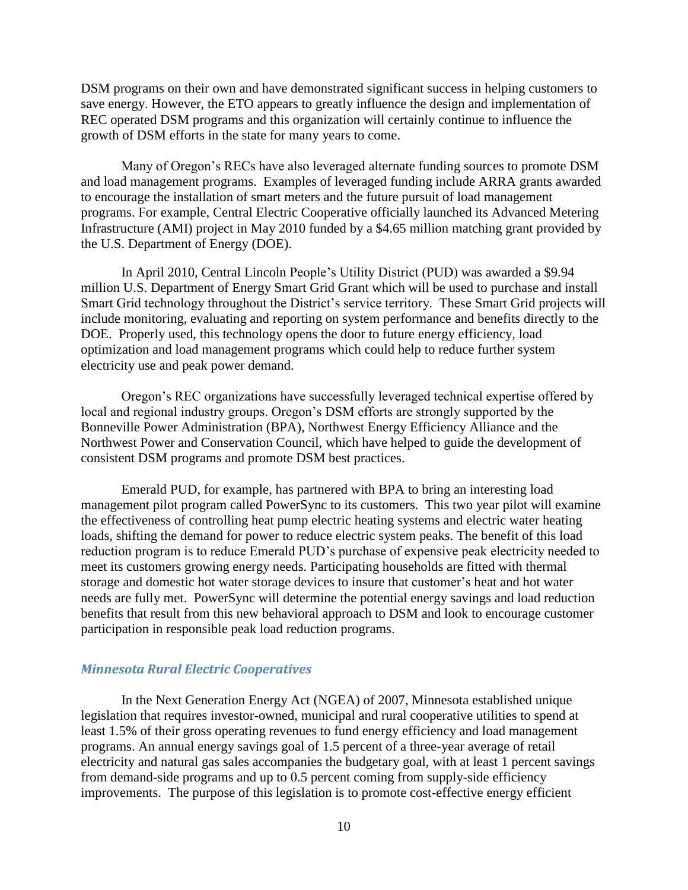DSM programs on their own and have demonstrated significant success in helping customers to save energy. However, the ETO appears to greatly influence the design and implementation of REC operated DSM programs and this organization will certainly continue to influence the growth of DSM efforts in the state for many years to come.

Many of Oregon's RECs have also leveraged alternate funding sources to promote DSM and load management programs. Examples of leveraged funding include ARRA grants awarded to encourage the installation of smart meters and the future pursuit of load management programs. For example, Central Electric Cooperative officially launched its Advanced Metering Infrastructure (AMI) project in May 2010 funded by a $4.65 million matching grant provided by the U.S. Department of Energy (DOE).

In April 2010, Central Lincoln People's Utility District (PUD) was awarded a $9.94 million U.S. Department of Energy Smart Grid Grant which will be used to purchase and install Smart Grid technology throughout the District's service territory. These Smart Grid projects will include monitoring, evaluating and reporting on system performance and benefits directly to the DOE. Properly used, this technology opens the door to future energy efficiency, load optimization and load management programs which could help to reduce further system electricity use and peak power demand.

Oregon's REC organizations have successfully leveraged technical expertise offered by local and regional industry groups. Oregon's DSM efforts are strongly supported by the Bonneville Power Administration (BPA), Northwest Energy Efficiency Alliance and the Northwest Power and Conservation Council, which have helped to guide the development of consistent DSM programs and promote DSM best practices.

Emerald PUD, for example, has partnered with BPA to bring an interesting load management pilot program called PowerSync to its customers. This two year pilot will examine the effectiveness of controlling heat pump electric heating systems and electric water heating loads, shifting the demand for power to reduce electric system peaks. The benefit of this load reduction program is to reduce Emerald PUD's purchase of expensive peak electricity needed to meet its customers growing energy needs. Participating households are fitted with thermal storage and domestic hot water storage devices to insure that customer's heat and hot water needs are fully met. PowerSync will determine the potential energy savings and load reduction benefits that result from this new behavioral approach to DSM and look to encourage customer participation in responsible peak load reduction programs.

### *Minnesota Rural Electric Cooperatives*

In the Next Generation Energy Act (NGEA) of 2007, Minnesota established unique legislation that requires investor-owned, municipal and rural cooperative utilities to spend at least 1.5% of their gross operating revenues to fund energy efficiency and load management programs. An annual energy savings goal of 1.5 percent of a three-year average of retail electricity and natural gas sales accompanies the budgetary goal, with at least 1 percent savings from demand-side programs and up to 0.5 percent coming from supply-side efficiency improvements. The purpose of this legislation is to promote cost-effective energy efficient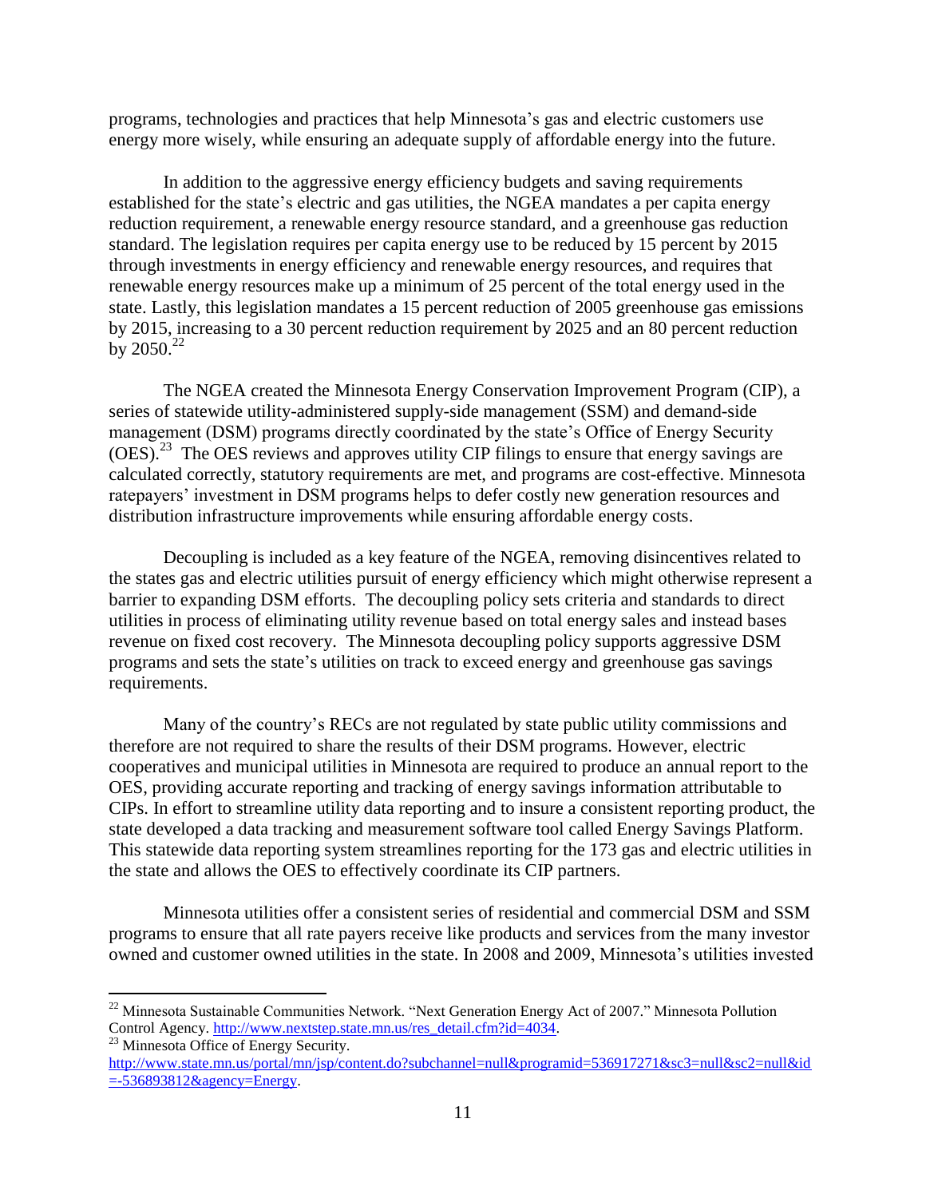programs, technologies and practices that help Minnesota's gas and electric customers use energy more wisely, while ensuring an adequate supply of affordable energy into the future.

In addition to the aggressive energy efficiency budgets and saving requirements established for the state's electric and gas utilities, the NGEA mandates a per capita energy reduction requirement, a renewable energy resource standard, and a greenhouse gas reduction standard. The legislation requires per capita energy use to be reduced by 15 percent by 2015 through investments in energy efficiency and renewable energy resources, and requires that renewable energy resources make up a minimum of 25 percent of the total energy used in the state. Lastly, this legislation mandates a 15 percent reduction of 2005 greenhouse gas emissions by 2015, increasing to a 30 percent reduction requirement by 2025 and an 80 percent reduction by 2050.[22]

The NGEA created the Minnesota Energy Conservation Improvement Program (CIP), a series of statewide utility-administered supply-side management (SSM) and demand-side management (DSM) programs directly coordinated by the state's Office of Energy Security (OES).[23] The OES reviews and approves utility CIP filings to ensure that energy savings are calculated correctly, statutory requirements are met, and programs are cost-effective. Minnesota ratepayers' investment in DSM programs helps to defer costly new generation resources and distribution infrastructure improvements while ensuring affordable energy costs.

Decoupling is included as a key feature of the NGEA, removing disincentives related to the states gas and electric utilities pursuit of energy efficiency which might otherwise represent a barrier to expanding DSM efforts. The decoupling policy sets criteria and standards to direct utilities in process of eliminating utility revenue based on total energy sales and instead bases revenue on fixed cost recovery. The Minnesota decoupling policy supports aggressive DSM programs and sets the state's utilities on track to exceed energy and greenhouse gas savings requirements.

Many of the country's RECs are not regulated by state public utility commissions and therefore are not required to share the results of their DSM programs. However, electric cooperatives and municipal utilities in Minnesota are required to produce an annual report to the OES, providing accurate reporting and tracking of energy savings information attributable to CIPs. In effort to streamline utility data reporting and to insure a consistent reporting product, the state developed a data tracking and measurement software tool called Energy Savings Platform. This statewide data reporting system streamlines reporting for the 173 gas and electric utilities in the state and allows the OES to effectively coordinate its CIP partners.

Minnesota utilities offer a consistent series of residential and commercial DSM and SSM programs to ensure that all rate payers receive like products and services from the many investor owned and customer owned utilities in the state. In 2008 and 2009, Minnesota's utilities invested

---

[22] Minnesota Sustainable Communities Network. "Next Generation Energy Act of 2007." Minnesota Pollution Control Agency. http://www.nextstep.state.mn.us/res_detail.cfm?id=4034.

[23] Minnesota Office of Energy Security. http://www.state.mn.us/portal/mn/jsp/content.do?subchannel=null&programid=536917271&sc3=null&sc2=null&id=-536893812&agency=Energy.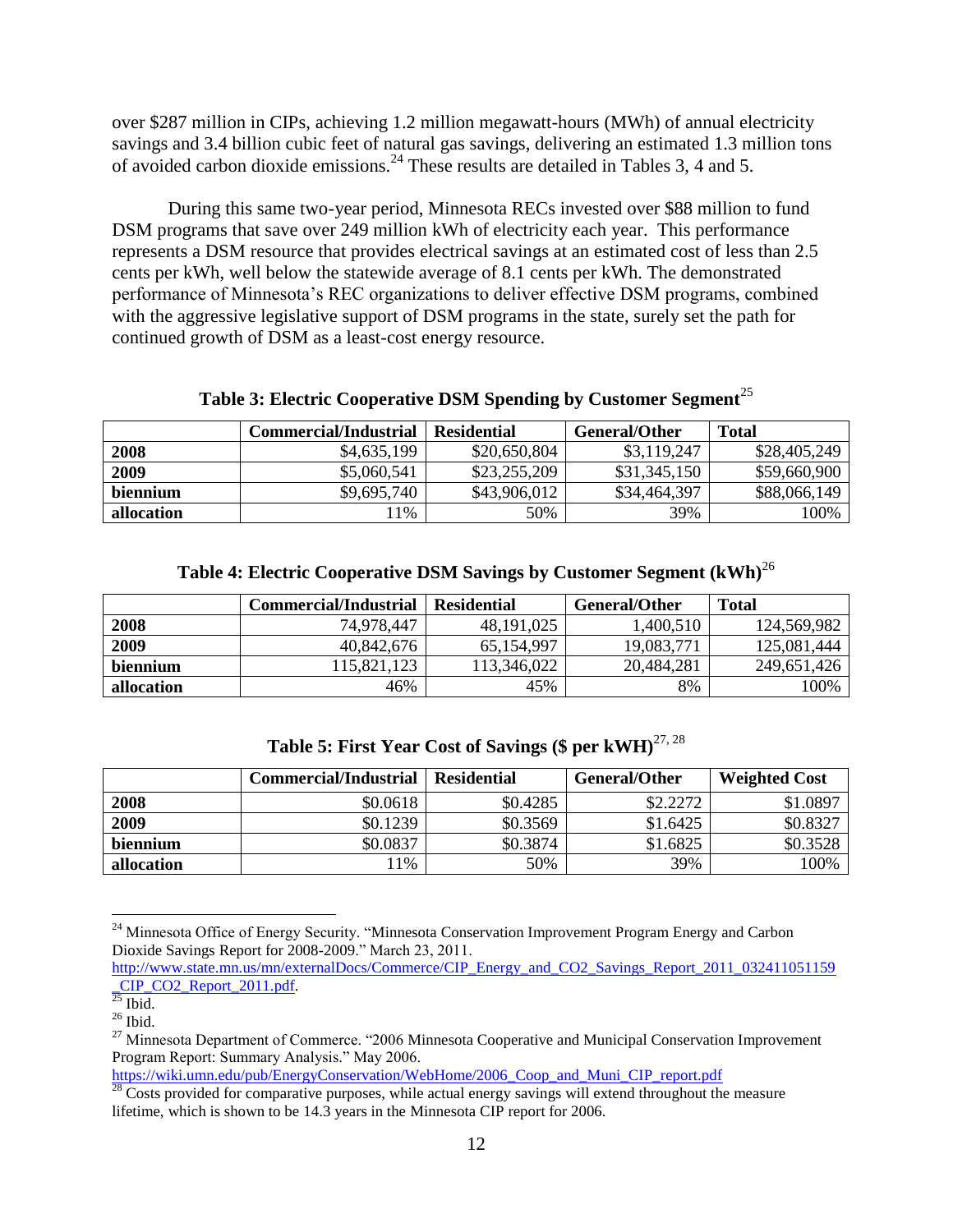over $287 million in CIPs, achieving 1.2 million megawatt-hours (MWh) of annual electricity savings and 3.4 billion cubic feet of natural gas savings, delivering an estimated 1.3 million tons of avoided carbon dioxide emissions.[24] These results are detailed in Tables 3, 4 and 5.

During this same two-year period, Minnesota RECs invested over $88 million to fund DSM programs that save over 249 million kWh of electricity each year. This performance represents a DSM resource that provides electrical savings at an estimated cost of less than 2.5 cents per kWh, well below the statewide average of 8.1 cents per kWh. The demonstrated performance of Minnesota's REC organizations to deliver effective DSM programs, combined with the aggressive legislative support of DSM programs in the state, surely set the path for continued growth of DSM as a least-cost energy resource.

**Table 3: Electric Cooperative DSM Spending by Customer Segment**[25]

| | Commercial/Industrial | Residential | General/Other | Total |
|---|---|---|---|---|
| **2008** | $4,635,199 | $20,650,804 | $3,119,247 | $28,405,249 |
| **2009** | $5,060,541 | $23,255,209 | $31,345,150 | $59,660,900 |
| **biennium** | $9,695,740 | $43,906,012 | $34,464,397 | $88,066,149 |
| **allocation** | 11% | 50% | 39% | 100% |

**Table 4: Electric Cooperative DSM Savings by Customer Segment (kWh)**[26]

| | Commercial/Industrial | Residential | General/Other | Total |
|---|---|---|---|---|
| **2008** | 74,978,447 | 48,191,025 | 1,400,510 | 124,569,982 |
| **2009** | 40,842,676 | 65,154,997 | 19,083,771 | 125,081,444 |
| **biennium** | 115,821,123 | 113,346,022 | 20,484,281 | 249,651,426 |
| **allocation** | 46% | 45% | 8% | 100% |

**Table 5: First Year Cost of Savings ($ per kWH)**[27, 28]

| | Commercial/Industrial | Residential | General/Other | Weighted Cost |
|---|---|---|---|---|
| **2008** | $0.0618 | $0.4285 | $2.2272 | $1.0897 |
| **2009** | $0.1239 | $0.3569 | $1.6425 | $0.8327 |
| **biennium** | $0.0837 | $0.3874 | $1.6825 | $0.3528 |
| **allocation** | 11% | 50% | 39% | 100% |

---

[24] Minnesota Office of Energy Security. "Minnesota Conservation Improvement Program Energy and Carbon Dioxide Savings Report for 2008-2009." March 23, 2011. http://www.state.mn.us/mn/externalDocs/Commerce/CIP_Energy_and_CO2_Savings_Report_2011_032411051159_CIP_CO2_Report_2011.pdf.

[25] Ibid.

[26] Ibid.

[27] Minnesota Department of Commerce. "2006 Minnesota Cooperative and Municipal Conservation Improvement Program Report: Summary Analysis." May 2006. https://wiki.umn.edu/pub/EnergyConservation/WebHome/2006_Coop_and_Muni_CIP_report.pdf

[28] Costs provided for comparative purposes, while actual energy savings will extend throughout the measure lifetime, which is shown to be 14.3 years in the Minnesota CIP report for 2006.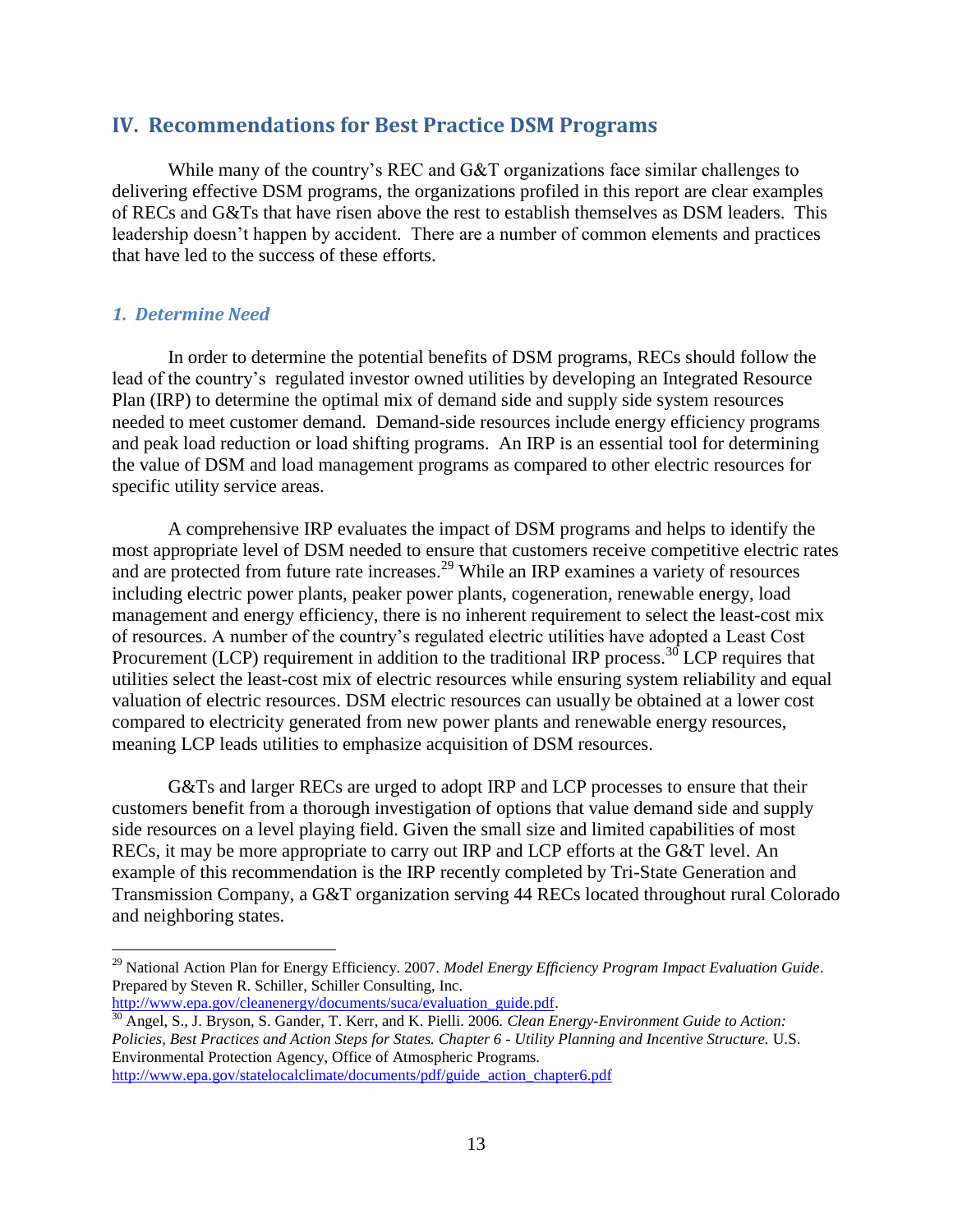## IV. Recommendations for Best Practice DSM Programs

While many of the country's REC and G&T organizations face similar challenges to delivering effective DSM programs, the organizations profiled in this report are clear examples of RECs and G&Ts that have risen above the rest to establish themselves as DSM leaders. This leadership doesn't happen by accident. There are a number of common elements and practices that have led to the success of these efforts.

### *1. Determine Need*

In order to determine the potential benefits of DSM programs, RECs should follow the lead of the country's regulated investor owned utilities by developing an Integrated Resource Plan (IRP) to determine the optimal mix of demand side and supply side system resources needed to meet customer demand. Demand-side resources include energy efficiency programs and peak load reduction or load shifting programs. An IRP is an essential tool for determining the value of DSM and load management programs as compared to other electric resources for specific utility service areas.

A comprehensive IRP evaluates the impact of DSM programs and helps to identify the most appropriate level of DSM needed to ensure that customers receive competitive electric rates and are protected from future rate increases.[29] While an IRP examines a variety of resources including electric power plants, peaker power plants, cogeneration, renewable energy, load management and energy efficiency, there is no inherent requirement to select the least-cost mix of resources. A number of the country's regulated electric utilities have adopted a Least Cost Procurement (LCP) requirement in addition to the traditional IRP process.[30] LCP requires that utilities select the least-cost mix of electric resources while ensuring system reliability and equal valuation of electric resources. DSM electric resources can usually be obtained at a lower cost compared to electricity generated from new power plants and renewable energy resources, meaning LCP leads utilities to emphasize acquisition of DSM resources.

G&Ts and larger RECs are urged to adopt IRP and LCP processes to ensure that their customers benefit from a thorough investigation of options that value demand side and supply side resources on a level playing field. Given the small size and limited capabilities of most RECs, it may be more appropriate to carry out IRP and LCP efforts at the G&T level. An example of this recommendation is the IRP recently completed by Tri-State Generation and Transmission Company, a G&T organization serving 44 RECs located throughout rural Colorado and neighboring states.

---

[29] National Action Plan for Energy Efficiency. 2007. *Model Energy Efficiency Program Impact Evaluation Guide*. Prepared by Steven R. Schiller, Schiller Consulting, Inc. http://www.epa.gov/cleanenergy/documents/suca/evaluation_guide.pdf.

[30] Angel, S., J. Bryson, S. Gander, T. Kerr, and K. Pielli. 2006. *Clean Energy-Environment Guide to Action: Policies, Best Practices and Action Steps for States. Chapter 6 - Utility Planning and Incentive Structure.* U.S. Environmental Protection Agency, Office of Atmospheric Programs. http://www.epa.gov/statelocalclimate/documents/pdf/guide_action_chapter6.pdf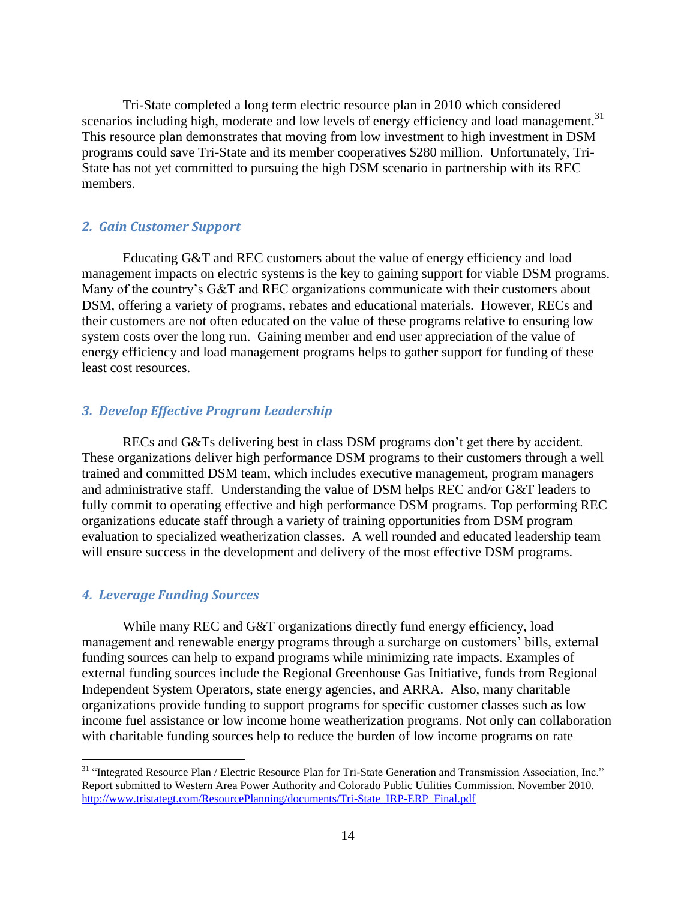Tri-State completed a long term electric resource plan in 2010 which considered scenarios including high, moderate and low levels of energy efficiency and load management.[31] This resource plan demonstrates that moving from low investment to high investment in DSM programs could save Tri-State and its member cooperatives $280 million. Unfortunately, Tri-State has not yet committed to pursuing the high DSM scenario in partnership with its REC members.

### *2. Gain Customer Support*

Educating G&T and REC customers about the value of energy efficiency and load management impacts on electric systems is the key to gaining support for viable DSM programs. Many of the country's G&T and REC organizations communicate with their customers about DSM, offering a variety of programs, rebates and educational materials. However, RECs and their customers are not often educated on the value of these programs relative to ensuring low system costs over the long run. Gaining member and end user appreciation of the value of energy efficiency and load management programs helps to gather support for funding of these least cost resources.

### *3. Develop Effective Program Leadership*

RECs and G&Ts delivering best in class DSM programs don't get there by accident. These organizations deliver high performance DSM programs to their customers through a well trained and committed DSM team, which includes executive management, program managers and administrative staff. Understanding the value of DSM helps REC and/or G&T leaders to fully commit to operating effective and high performance DSM programs. Top performing REC organizations educate staff through a variety of training opportunities from DSM program evaluation to specialized weatherization classes. A well rounded and educated leadership team will ensure success in the development and delivery of the most effective DSM programs.

### *4. Leverage Funding Sources*

While many REC and G&T organizations directly fund energy efficiency, load management and renewable energy programs through a surcharge on customers' bills, external funding sources can help to expand programs while minimizing rate impacts. Examples of external funding sources include the Regional Greenhouse Gas Initiative, funds from Regional Independent System Operators, state energy agencies, and ARRA. Also, many charitable organizations provide funding to support programs for specific customer classes such as low income fuel assistance or low income home weatherization programs. Not only can collaboration with charitable funding sources help to reduce the burden of low income programs on rate

[31] "Integrated Resource Plan / Electric Resource Plan for Tri-State Generation and Transmission Association, Inc." Report submitted to Western Area Power Authority and Colorado Public Utilities Commission. November 2010. http://www.tristategt.com/ResourcePlanning/documents/Tri-State_IRP-ERP_Final.pdf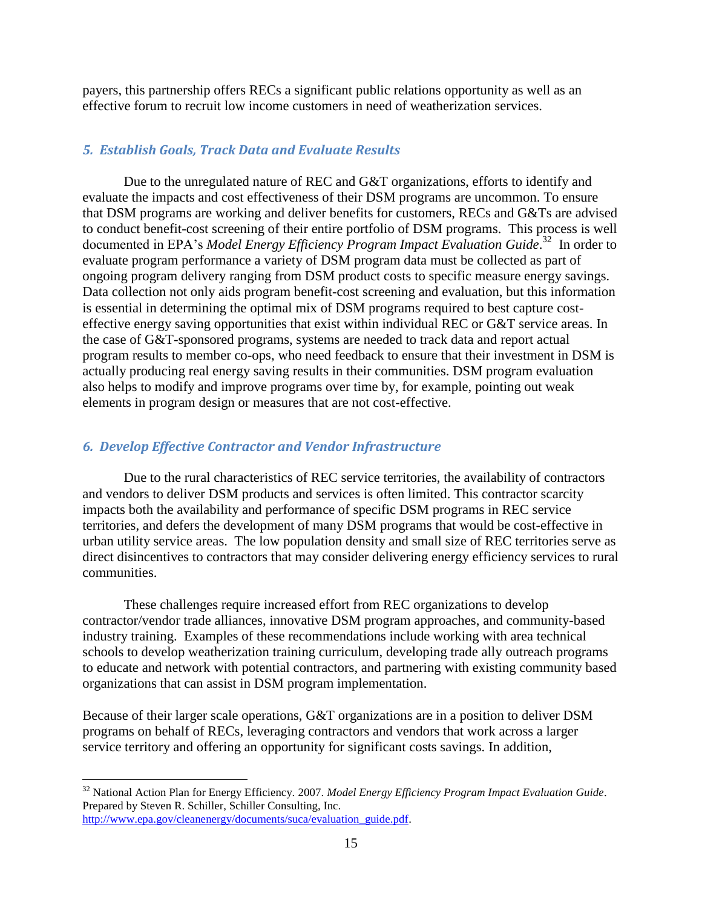payers, this partnership offers RECs a significant public relations opportunity as well as an effective forum to recruit low income customers in need of weatherization services.

### *5. Establish Goals, Track Data and Evaluate Results*

Due to the unregulated nature of REC and G&T organizations, efforts to identify and evaluate the impacts and cost effectiveness of their DSM programs are uncommon. To ensure that DSM programs are working and deliver benefits for customers, RECs and G&Ts are advised to conduct benefit-cost screening of their entire portfolio of DSM programs. This process is well documented in EPA's *Model Energy Efficiency Program Impact Evaluation Guide*.[32] In order to evaluate program performance a variety of DSM program data must be collected as part of ongoing program delivery ranging from DSM product costs to specific measure energy savings. Data collection not only aids program benefit-cost screening and evaluation, but this information is essential in determining the optimal mix of DSM programs required to best capture cost-effective energy saving opportunities that exist within individual REC or G&T service areas. In the case of G&T-sponsored programs, systems are needed to track data and report actual program results to member co-ops, who need feedback to ensure that their investment in DSM is actually producing real energy saving results in their communities. DSM program evaluation also helps to modify and improve programs over time by, for example, pointing out weak elements in program design or measures that are not cost-effective.

### *6. Develop Effective Contractor and Vendor Infrastructure*

Due to the rural characteristics of REC service territories, the availability of contractors and vendors to deliver DSM products and services is often limited. This contractor scarcity impacts both the availability and performance of specific DSM programs in REC service territories, and defers the development of many DSM programs that would be cost-effective in urban utility service areas. The low population density and small size of REC territories serve as direct disincentives to contractors that may consider delivering energy efficiency services to rural communities.

These challenges require increased effort from REC organizations to develop contractor/vendor trade alliances, innovative DSM program approaches, and community-based industry training. Examples of these recommendations include working with area technical schools to develop weatherization training curriculum, developing trade ally outreach programs to educate and network with potential contractors, and partnering with existing community based organizations that can assist in DSM program implementation.

Because of their larger scale operations, G&T organizations are in a position to deliver DSM programs on behalf of RECs, leveraging contractors and vendors that work across a larger service territory and offering an opportunity for significant costs savings. In addition,

---

[32] National Action Plan for Energy Efficiency. 2007. *Model Energy Efficiency Program Impact Evaluation Guide*. Prepared by Steven R. Schiller, Schiller Consulting, Inc. http://www.epa.gov/cleanenergy/documents/suca/evaluation_guide.pdf.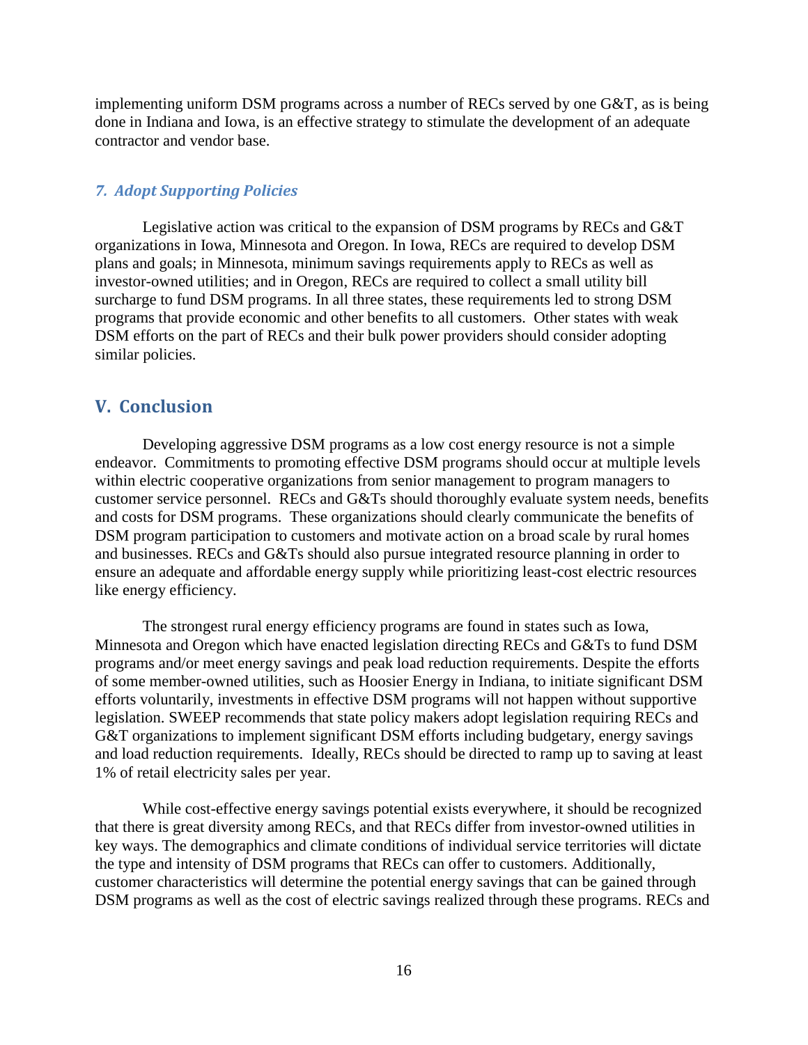implementing uniform DSM programs across a number of RECs served by one G&T, as is being done in Indiana and Iowa, is an effective strategy to stimulate the development of an adequate contractor and vendor base.

### *7. Adopt Supporting Policies*

Legislative action was critical to the expansion of DSM programs by RECs and G&T organizations in Iowa, Minnesota and Oregon. In Iowa, RECs are required to develop DSM plans and goals; in Minnesota, minimum savings requirements apply to RECs as well as investor-owned utilities; and in Oregon, RECs are required to collect a small utility bill surcharge to fund DSM programs. In all three states, these requirements led to strong DSM programs that provide economic and other benefits to all customers. Other states with weak DSM efforts on the part of RECs and their bulk power providers should consider adopting similar policies.

## V. Conclusion

Developing aggressive DSM programs as a low cost energy resource is not a simple endeavor. Commitments to promoting effective DSM programs should occur at multiple levels within electric cooperative organizations from senior management to program managers to customer service personnel. RECs and G&Ts should thoroughly evaluate system needs, benefits and costs for DSM programs. These organizations should clearly communicate the benefits of DSM program participation to customers and motivate action on a broad scale by rural homes and businesses. RECs and G&Ts should also pursue integrated resource planning in order to ensure an adequate and affordable energy supply while prioritizing least-cost electric resources like energy efficiency.

The strongest rural energy efficiency programs are found in states such as Iowa, Minnesota and Oregon which have enacted legislation directing RECs and G&Ts to fund DSM programs and/or meet energy savings and peak load reduction requirements. Despite the efforts of some member-owned utilities, such as Hoosier Energy in Indiana, to initiate significant DSM efforts voluntarily, investments in effective DSM programs will not happen without supportive legislation. SWEEP recommends that state policy makers adopt legislation requiring RECs and G&T organizations to implement significant DSM efforts including budgetary, energy savings and load reduction requirements. Ideally, RECs should be directed to ramp up to saving at least 1% of retail electricity sales per year.

While cost-effective energy savings potential exists everywhere, it should be recognized that there is great diversity among RECs, and that RECs differ from investor-owned utilities in key ways. The demographics and climate conditions of individual service territories will dictate the type and intensity of DSM programs that RECs can offer to customers. Additionally, customer characteristics will determine the potential energy savings that can be gained through DSM programs as well as the cost of electric savings realized through these programs. RECs and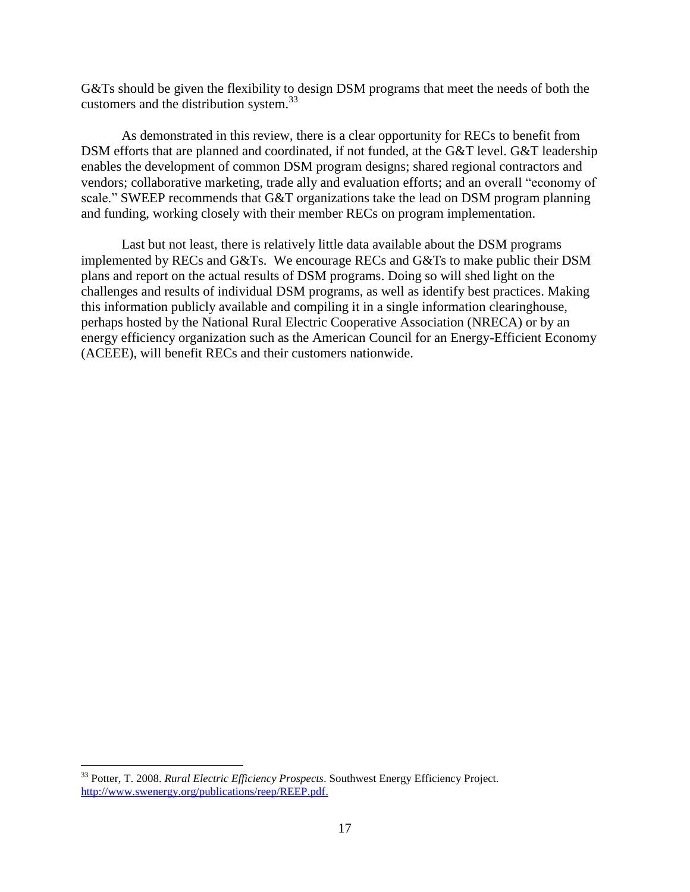G&Ts should be given the flexibility to design DSM programs that meet the needs of both the customers and the distribution system.[33]

As demonstrated in this review, there is a clear opportunity for RECs to benefit from DSM efforts that are planned and coordinated, if not funded, at the G&T level. G&T leadership enables the development of common DSM program designs; shared regional contractors and vendors; collaborative marketing, trade ally and evaluation efforts; and an overall "economy of scale." SWEEP recommends that G&T organizations take the lead on DSM program planning and funding, working closely with their member RECs on program implementation.

Last but not least, there is relatively little data available about the DSM programs implemented by RECs and G&Ts. We encourage RECs and G&Ts to make public their DSM plans and report on the actual results of DSM programs. Doing so will shed light on the challenges and results of individual DSM programs, as well as identify best practices. Making this information publicly available and compiling it in a single information clearinghouse, perhaps hosted by the National Rural Electric Cooperative Association (NRECA) or by an energy efficiency organization such as the American Council for an Energy-Efficient Economy (ACEEE), will benefit RECs and their customers nationwide.

---

[33] Potter, T. 2008. *Rural Electric Efficiency Prospects*. Southwest Energy Efficiency Project. http://www.swenergy.org/publications/reep/REEP.pdf.